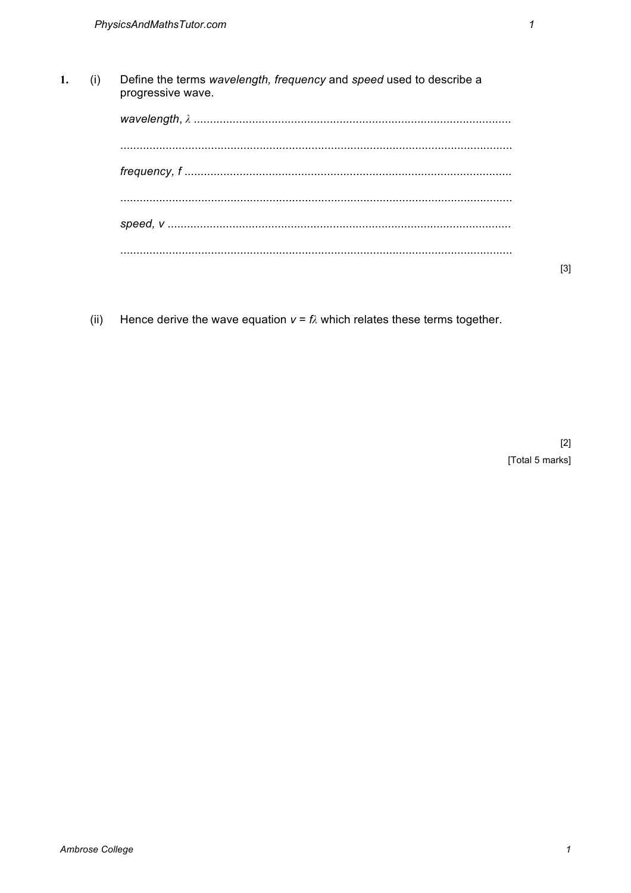1. (i) Define the terms *wavelength, frequency* and *speed* used to describe a progressive wave.

*wavelength*, $\lambda$ ..................................................................................................

..........................................................................................................................

*frequency, f* ..........................................................................................................

..........................................................................................................................

*speed, v* ..............................................................................................................

..........................................................................................................................

[3]

(ii) Hence derive the wave equation $v = f\lambda$ which relates these terms together.

[2]

[Total 5 marks]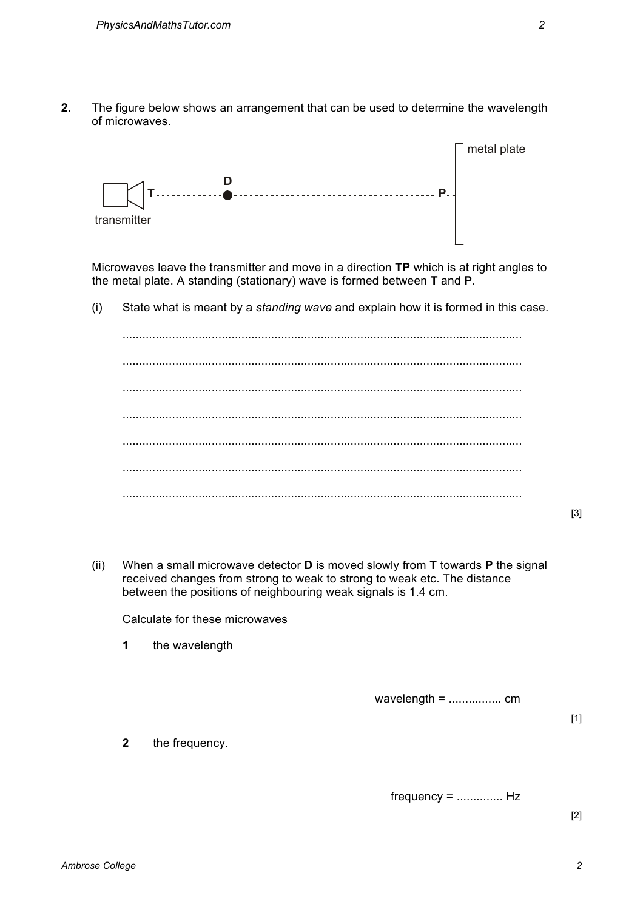**2.** The figure below shows an arrangement that can be used to determine the wavelength of microwaves.

Microwaves leave the transmitter and move in a direction **TP** which is at right angles to the metal plate. A standing (stationary) wave is formed between **T** and **P**.

(i) State what is meant by a *standing wave* and explain how it is formed in this case.

.......................................................................................................................

.......................................................................................................................

.......................................................................................................................

.......................................................................................................................

.......................................................................................................................

.......................................................................................................................

.......................................................................................................................

[3]

(ii) When a small microwave detector **D** is moved slowly from **T** towards **P** the signal received changes from strong to weak to strong to weak etc. The distance between the positions of neighbouring weak signals is 1.4 cm.

Calculate for these microwaves

**1** the wavelength

wavelength = ................ cm

[1]

**2** the frequency.

frequency = .............. Hz

[2]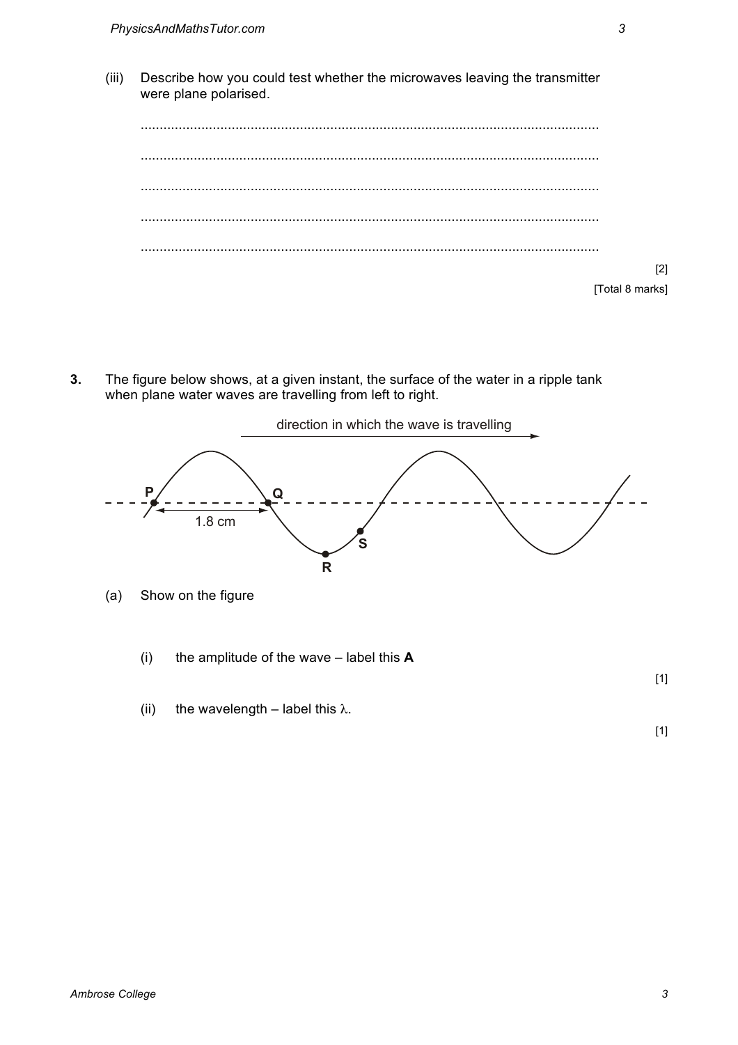(iii) Describe how you could test whether the microwaves leaving the transmitter were plane polarised.

.......................................................................................................................

.......................................................................................................................

.......................................................................................................................

.......................................................................................................................

.......................................................................................................................

[2]

[Total 8 marks]

**3.** The figure below shows, at a given instant, the surface of the water in a ripple tank when plane water waves are travelling from left to right.

(a) Show on the figure

(i) the amplitude of the wave – label this **A**

[1]

(ii) the wavelength – label this $\lambda$.

[1]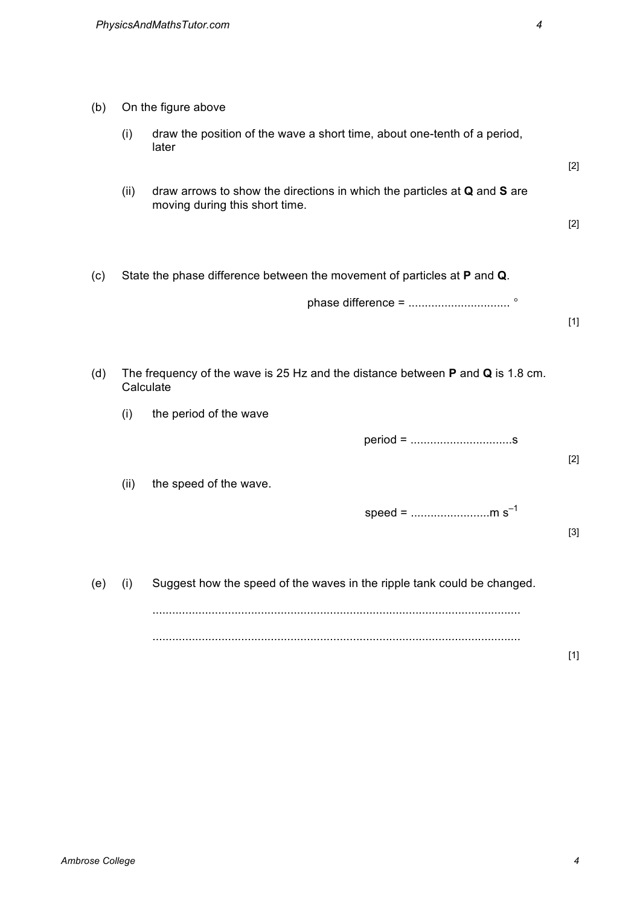(b) On the figure above

(i) draw the position of the wave a short time, about one-tenth of a period, later

[2]

(ii) draw arrows to show the directions in which the particles at **Q** and **S** are moving during this short time.

[2]

(c) State the phase difference between the movement of particles at **P** and **Q**.

phase difference = .............................. °

[1]

(d) The frequency of the wave is 25 Hz and the distance between **P** and **Q** is 1.8 cm. Calculate

(i) the period of the wave

period = ..............................s

[2]

(ii) the speed of the wave.

speed = ........................m $s^{-1}$

[3]

(e) (i) Suggest how the speed of the waves in the ripple tank could be changed.

................................................................................................................

................................................................................................................

[1]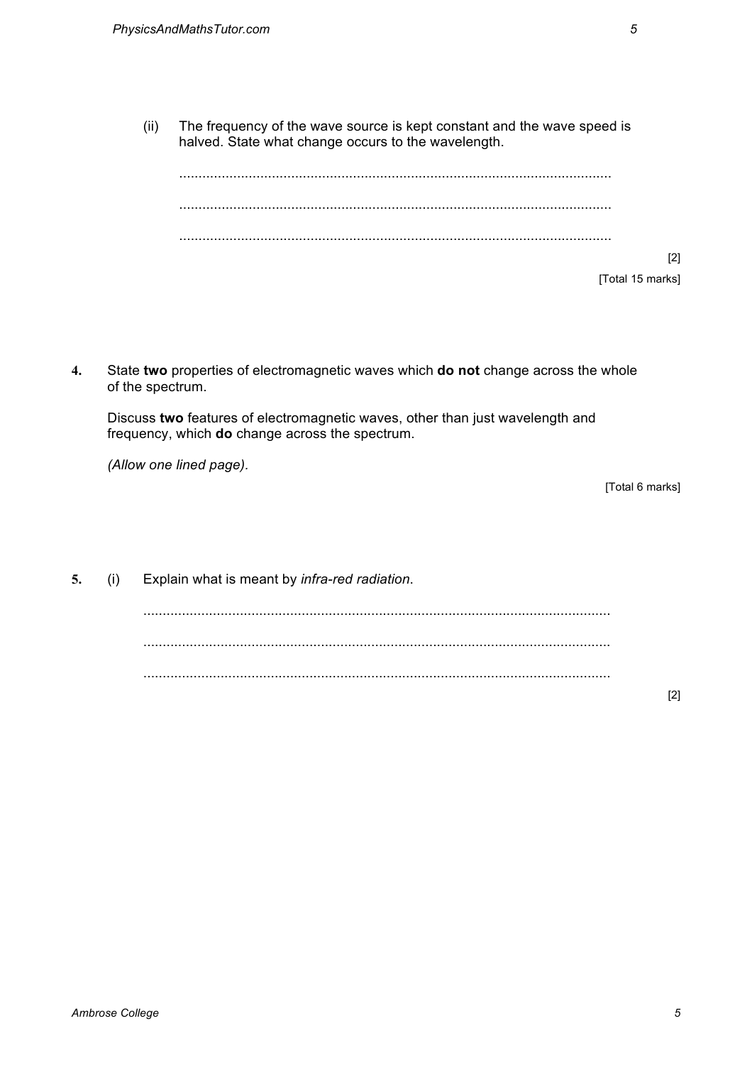(ii) The frequency of the wave source is kept constant and the wave speed is halved. State what change occurs to the wavelength.

...............................................................................................................

...............................................................................................................

...............................................................................................................

[2]

[Total 15 marks]

**4.** State **two** properties of electromagnetic waves which **do not** change across the whole of the spectrum.

Discuss **two** features of electromagnetic waves, other than just wavelength and frequency, which **do** change across the spectrum.

*(Allow one lined page).*

[Total 6 marks]

**5.** (i) Explain what is meant by *infra-red radiation*.

...............................................................................................................

...............................................................................................................

...............................................................................................................

[2]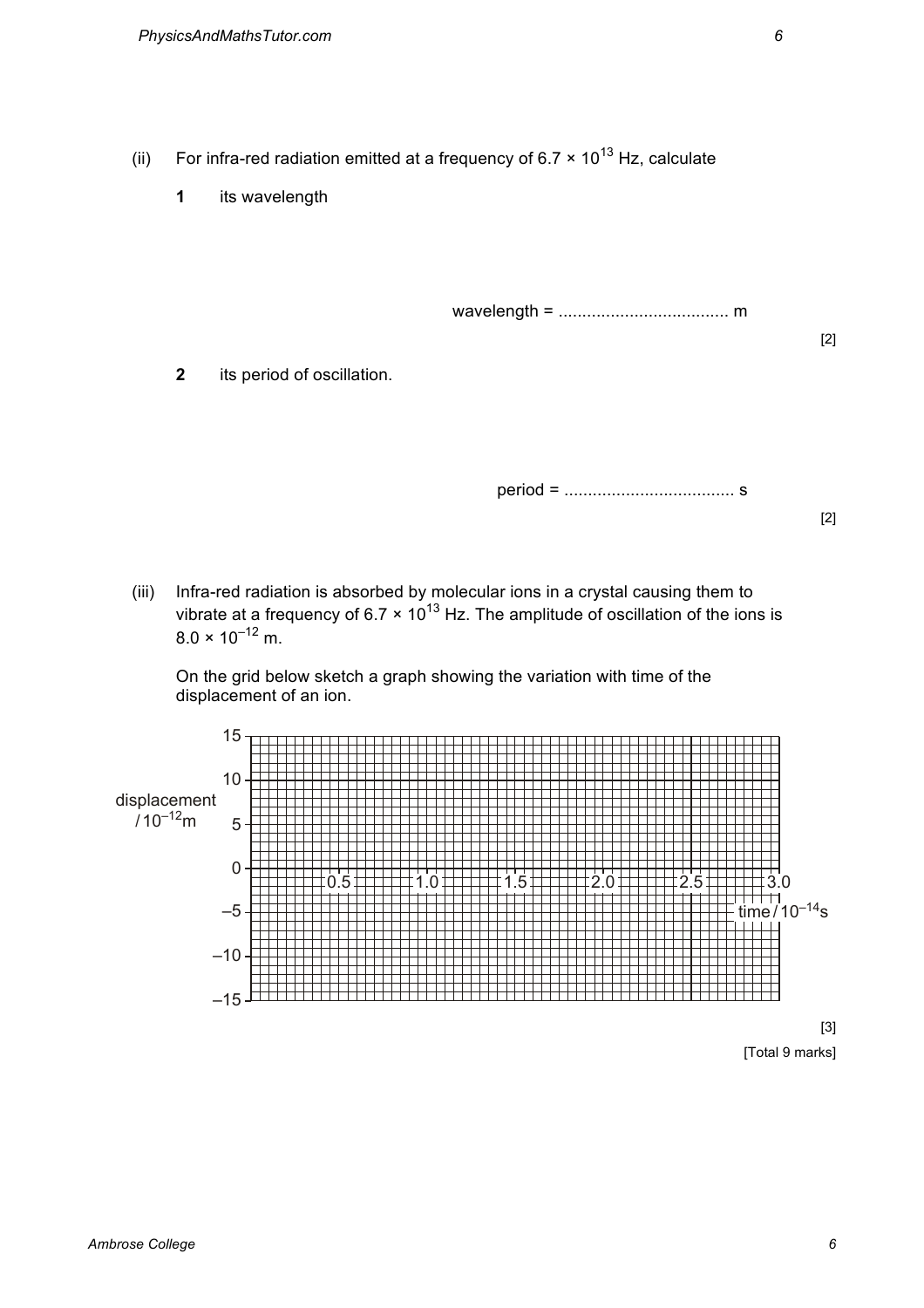(ii) For infra-red radiation emitted at a frequency of $6.7 \times 10^{13}$ Hz, calculate

**1** its wavelength

wavelength = .................................... m

[2]

**2** its period of oscillation.

period = .................................... s

[2]

(iii) Infra-red radiation is absorbed by molecular ions in a crystal causing them to vibrate at a frequency of $6.7 \times 10^{13}$ Hz. The amplitude of oscillation of the ions is $8.0 \times 10^{-12}$ m.

On the grid below sketch a graph showing the variation with time of the displacement of an ion.

displacement / $10^{-12}$m: 15, 10, 5, 0, –5, –10, –15

time / $10^{-14}$s: 0.5, 1.0, 1.5, 2.0, 2.5, 3.0

[3]

[Total 9 marks]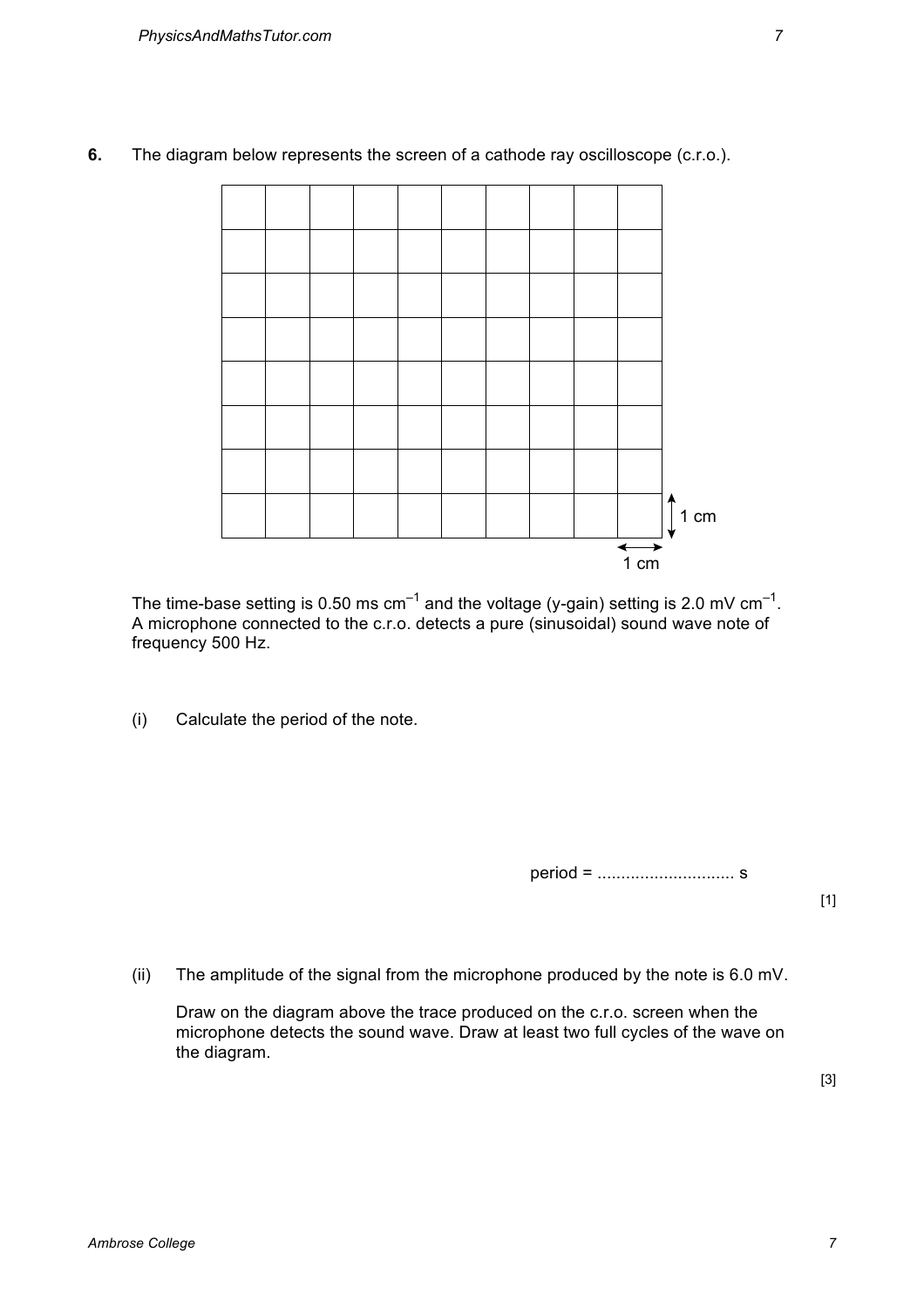**6.** The diagram below represents the screen of a cathode ray oscilloscope (c.r.o.).

The time-base setting is 0.50 ms $cm^{-1}$ and the voltage (y-gain) setting is 2.0 mV $cm^{-1}$. A microphone connected to the c.r.o. detects a pure (sinusoidal) sound wave note of frequency 500 Hz.

(i) Calculate the period of the note.

period = ............................ s

[1]

(ii) The amplitude of the signal from the microphone produced by the note is 6.0 mV.

Draw on the diagram above the trace produced on the c.r.o. screen when the microphone detects the sound wave. Draw at least two full cycles of the wave on the diagram.

[3]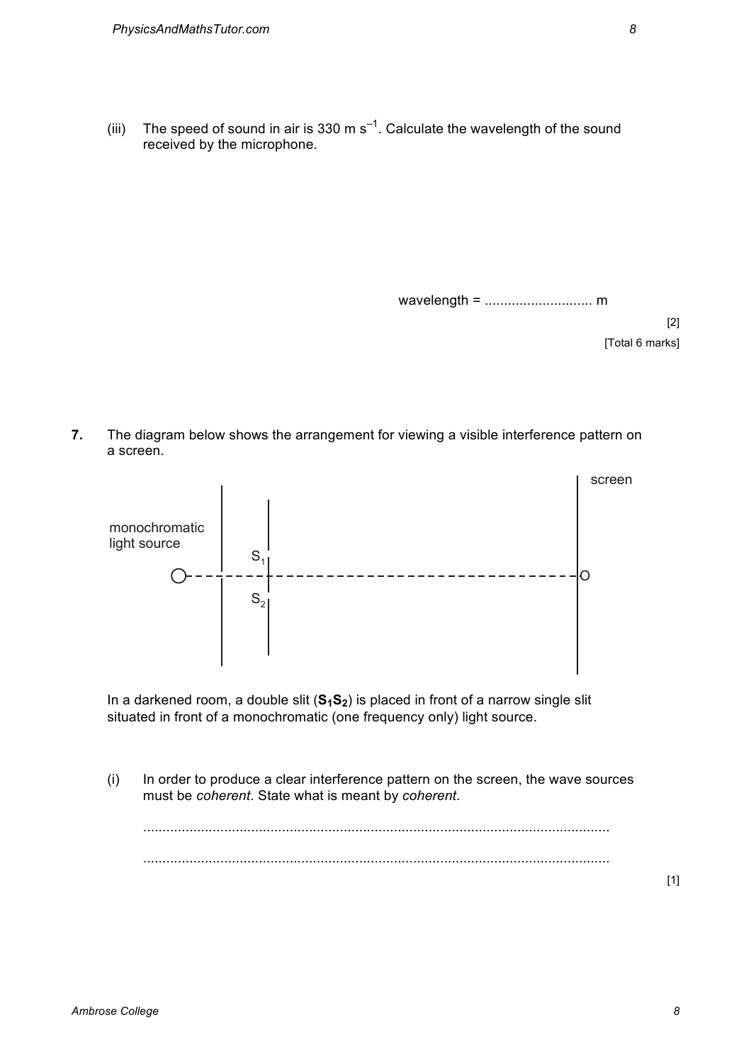(iii) The speed of sound in air is 330 m s$^{-1}$. Calculate the wavelength of the sound received by the microphone.

wavelength = ............................ m

[2]

[Total 6 marks]

**7.** The diagram below shows the arrangement for viewing a visible interference pattern on a screen.

In a darkened room, a double slit (**$S_1S_2$**) is placed in front of a narrow single slit situated in front of a monochromatic (one frequency only) light source.

(i) In order to produce a clear interference pattern on the screen, the wave sources must be *coherent*. State what is meant by *coherent*.

.........................................................................................................................

.........................................................................................................................

[1]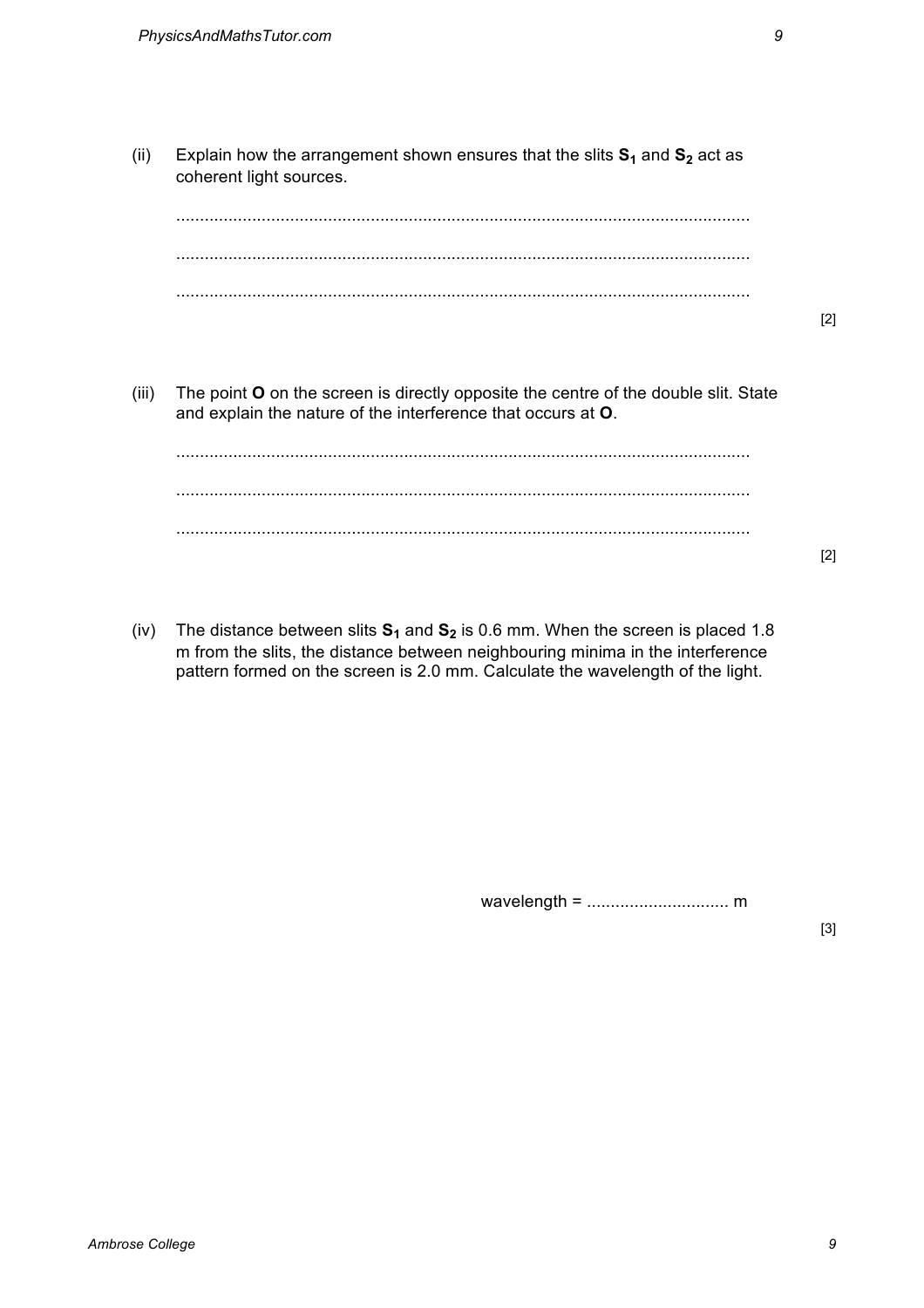(ii) Explain how the arrangement shown ensures that the slits $S_1$ and $S_2$ act as coherent light sources.

..........................................................................................................................

..........................................................................................................................

..........................................................................................................................

[2]

(iii) The point **O** on the screen is directly opposite the centre of the double slit. State and explain the nature of the interference that occurs at **O**.

..........................................................................................................................

..........................................................................................................................

..........................................................................................................................

[2]

(iv) The distance between slits $S_1$ and $S_2$ is 0.6 mm. When the screen is placed 1.8 m from the slits, the distance between neighbouring minima in the interference pattern formed on the screen is 2.0 mm. Calculate the wavelength of the light.

wavelength = .............................. m

[3]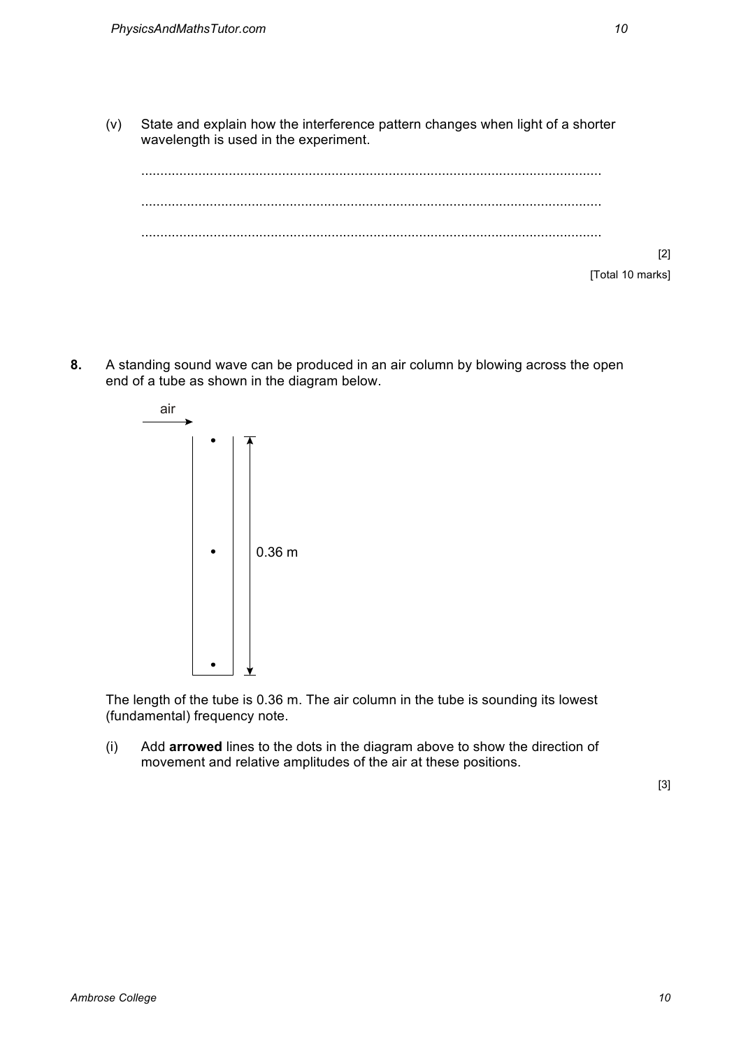(v) State and explain how the interference pattern changes when light of a shorter wavelength is used in the experiment.

........................................................................................................................

........................................................................................................................

........................................................................................................................

[2]

[Total 10 marks]

**8.** A standing sound wave can be produced in an air column by blowing across the open end of a tube as shown in the diagram below.

air

0.36 m

The length of the tube is 0.36 m. The air column in the tube is sounding its lowest (fundamental) frequency note.

(i) Add **arrowed** lines to the dots in the diagram above to show the direction of movement and relative amplitudes of the air at these positions.

[3]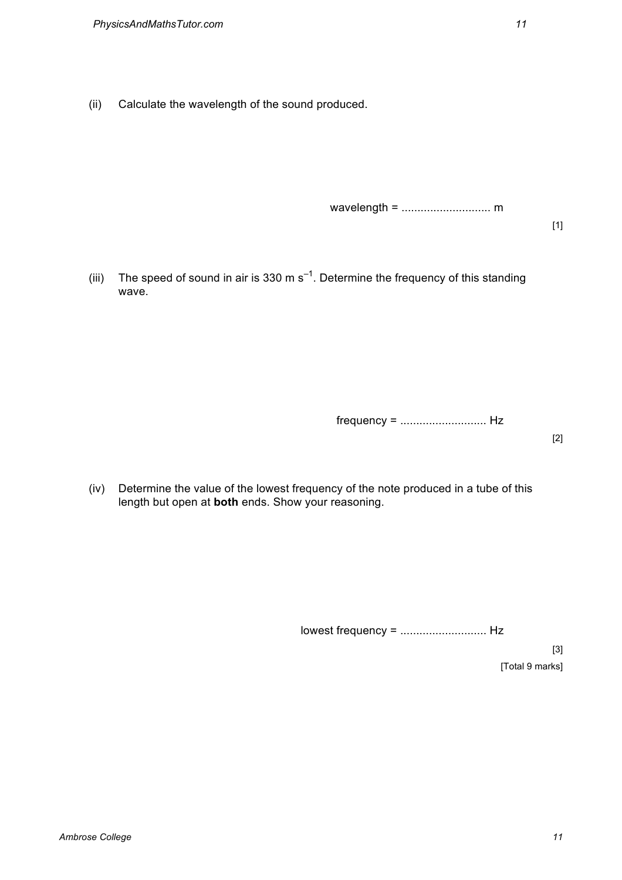(ii) Calculate the wavelength of the sound produced.

wavelength = ............................ m

[1]

(iii) The speed of sound in air is 330 m $s^{-1}$. Determine the frequency of this standing wave.

frequency = ........................... Hz

[2]

(iv) Determine the value of the lowest frequency of the note produced in a tube of this length but open at **both** ends. Show your reasoning.

lowest frequency = ........................... Hz

[3]

[Total 9 marks]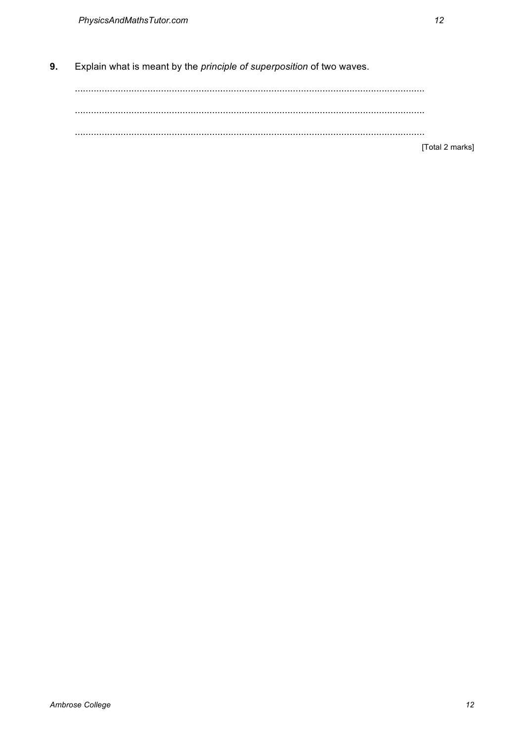**9.** Explain what is meant by the *principle of superposition* of two waves.

..................................................................................................................................

..................................................................................................................................

..................................................................................................................................

[Total 2 marks]